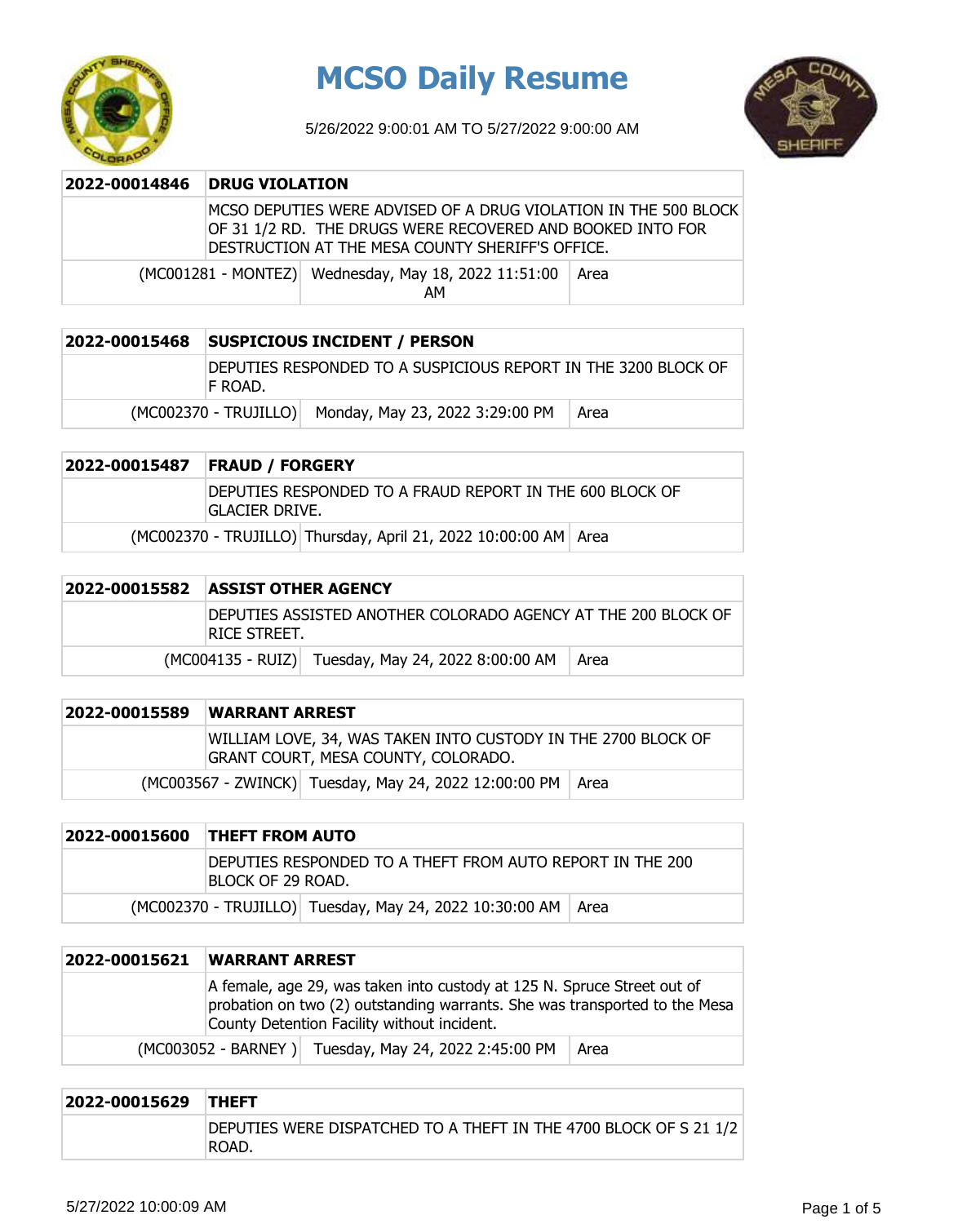# MCSO Daily Resume

5/26/2022 9:00:01 AM TO 5/27/2022 9:00:00 AM

| 2022-00014846 | DRUG VIOLATION | |
|---|---|---|
| | MCSO DEPUTIES WERE ADVISED OF A DRUG VIOLATION IN THE 500 BLOCK OF 31 1/2 RD. THE DRUGS WERE RECOVERED AND BOOKED INTO FOR DESTRUCTION AT THE MESA COUNTY SHERIFF'S OFFICE. | |
| (MC001281 - MONTEZ) | Wednesday, May 18, 2022 11:51:00 AM | Area |

| 2022-00015468 | SUSPICIOUS INCIDENT / PERSON | |
|---|---|---|
| | DEPUTIES RESPONDED TO A SUSPICIOUS REPORT IN THE 3200 BLOCK OF F ROAD. | |
| (MC002370 - TRUJILLO) | Monday, May 23, 2022 3:29:00 PM | Area |

| 2022-00015487 | FRAUD / FORGERY | |
|---|---|---|
| | DEPUTIES RESPONDED TO A FRAUD REPORT IN THE 600 BLOCK OF GLACIER DRIVE. | |
| (MC002370 - TRUJILLO) | Thursday, April 21, 2022 10:00:00 AM | Area |

| 2022-00015582 | ASSIST OTHER AGENCY | |
|---|---|---|
| | DEPUTIES ASSISTED ANOTHER COLORADO AGENCY AT THE 200 BLOCK OF RICE STREET. | |
| (MC004135 - RUIZ) | Tuesday, May 24, 2022 8:00:00 AM | Area |

| 2022-00015589 | WARRANT ARREST | |
|---|---|---|
| | WILLIAM LOVE, 34, WAS TAKEN INTO CUSTODY IN THE 2700 BLOCK OF GRANT COURT, MESA COUNTY, COLORADO. | |
| (MC003567 - ZWINCK) | Tuesday, May 24, 2022 12:00:00 PM | Area |

| 2022-00015600 | THEFT FROM AUTO | |
|---|---|---|
| | DEPUTIES RESPONDED TO A THEFT FROM AUTO REPORT IN THE 200 BLOCK OF 29 ROAD. | |
| (MC002370 - TRUJILLO) | Tuesday, May 24, 2022 10:30:00 AM | Area |

| 2022-00015621 | WARRANT ARREST | |
|---|---|---|
| | A female, age 29, was taken into custody at 125 N. Spruce Street out of probation on two (2) outstanding warrants. She was transported to the Mesa County Detention Facility without incident. | |
| (MC003052 - BARNEY ) | Tuesday, May 24, 2022 2:45:00 PM | Area |

| 2022-00015629 | THEFT |
|---|---|
| | DEPUTIES WERE DISPATCHED TO A THEFT IN THE 4700 BLOCK OF S 21 1/2 ROAD. |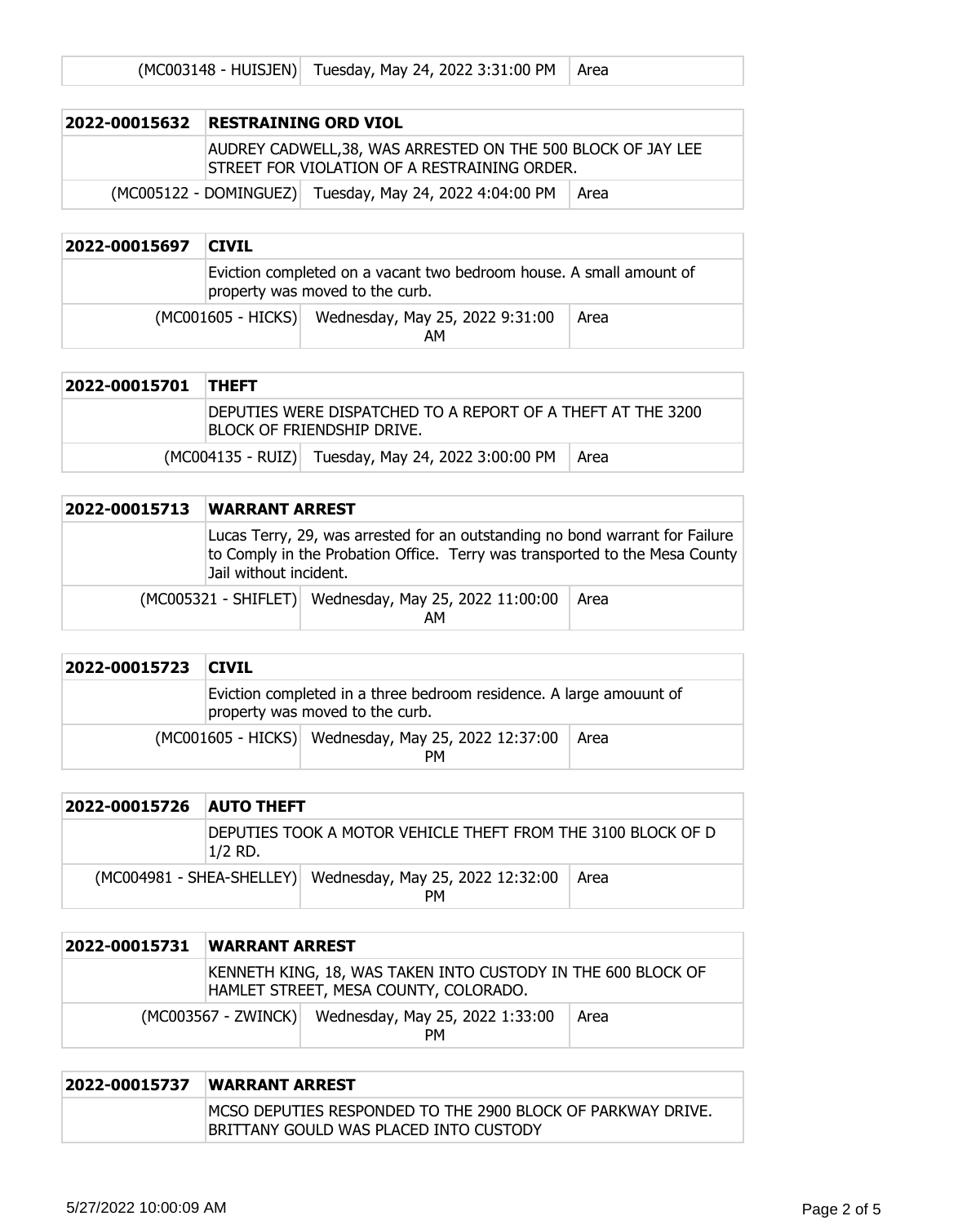| | | |
|---|---|---|
| (MC003148 - HUISJEN) | Tuesday, May 24, 2022 3:31:00 PM | Area |

| 2022-00015632 | RESTRAINING ORD VIOL | |
|---|---|---|
| | AUDREY CADWELL,38, WAS ARRESTED ON THE 500 BLOCK OF JAY LEE STREET FOR VIOLATION OF A RESTRAINING ORDER. | |
| (MC005122 - DOMINGUEZ) | Tuesday, May 24, 2022 4:04:00 PM | Area |

| 2022-00015697 | CIVIL | |
|---|---|---|
| | Eviction completed on a vacant two bedroom house. A small amount of property was moved to the curb. | |
| (MC001605 - HICKS) | Wednesday, May 25, 2022 9:31:00 AM | Area |

| 2022-00015701 | THEFT | |
|---|---|---|
| | DEPUTIES WERE DISPATCHED TO A REPORT OF A THEFT AT THE 3200 BLOCK OF FRIENDSHIP DRIVE. | |
| (MC004135 - RUIZ) | Tuesday, May 24, 2022 3:00:00 PM | Area |

| 2022-00015713 | WARRANT ARREST | |
|---|---|---|
| | Lucas Terry, 29, was arrested for an outstanding no bond warrant for Failure to Comply in the Probation Office. Terry was transported to the Mesa County Jail without incident. | |
| (MC005321 - SHIFLET) | Wednesday, May 25, 2022 11:00:00 AM | Area |

| 2022-00015723 | CIVIL | |
|---|---|---|
| | Eviction completed in a three bedroom residence. A large amouunt of property was moved to the curb. | |
| (MC001605 - HICKS) | Wednesday, May 25, 2022 12:37:00 PM | Area |

| 2022-00015726 | AUTO THEFT | |
|---|---|---|
| | DEPUTIES TOOK A MOTOR VEHICLE THEFT FROM THE 3100 BLOCK OF D 1/2 RD. | |
| (MC004981 - SHEA-SHELLEY) | Wednesday, May 25, 2022 12:32:00 PM | Area |

| 2022-00015731 | WARRANT ARREST | |
|---|---|---|
| | KENNETH KING, 18, WAS TAKEN INTO CUSTODY IN THE 600 BLOCK OF HAMLET STREET, MESA COUNTY, COLORADO. | |
| (MC003567 - ZWINCK) | Wednesday, May 25, 2022 1:33:00 PM | Area |

| 2022-00015737 | WARRANT ARREST |
|---|---|
| | MCSO DEPUTIES RESPONDED TO THE 2900 BLOCK OF PARKWAY DRIVE. BRITTANY GOULD WAS PLACED INTO CUSTODY |

5/27/2022 10:00:09 AM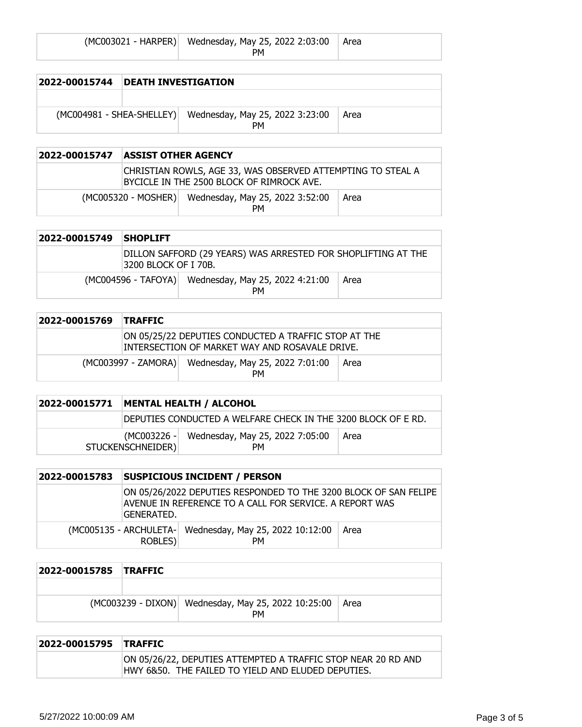| | (MC003021 - HARPER) | Wednesday, May 25, 2022 2:03:00 PM | Area |
|---|---|---|---|

| 2022-00015744 | DEATH INVESTIGATION | | |
|---|---|---|---|
| | | | |
| | (MC004981 - SHEA-SHELLEY) | Wednesday, May 25, 2022 3:23:00 PM | Area |

| 2022-00015747 | ASSIST OTHER AGENCY | | |
|---|---|---|---|
| | CHRISTIAN ROWLS, AGE 33, WAS OBSERVED ATTEMPTING TO STEAL A BYCICLE IN THE 2500 BLOCK OF RIMROCK AVE. | | |
| | (MC005320 - MOSHER) | Wednesday, May 25, 2022 3:52:00 PM | Area |

| 2022-00015749 | SHOPLIFT | | |
|---|---|---|---|
| | DILLON SAFFORD (29 YEARS) WAS ARRESTED FOR SHOPLIFTING AT THE 3200 BLOCK OF I 70B. | | |
| | (MC004596 - TAFOYA) | Wednesday, May 25, 2022 4:21:00 PM | Area |

| 2022-00015769 | TRAFFIC | | |
|---|---|---|---|
| | ON 05/25/22 DEPUTIES CONDUCTED A TRAFFIC STOP AT THE INTERSECTION OF MARKET WAY AND ROSAVALE DRIVE. | | |
| | (MC003997 - ZAMORA) | Wednesday, May 25, 2022 7:01:00 PM | Area |

| 2022-00015771 | MENTAL HEALTH / ALCOHOL | | |
|---|---|---|---|
| | DEPUTIES CONDUCTED A WELFARE CHECK IN THE 3200 BLOCK OF E RD. | | |
| | (MC003226 - STUCKENSCHNEIDER) | Wednesday, May 25, 2022 7:05:00 PM | Area |

| 2022-00015783 | SUSPICIOUS INCIDENT / PERSON | | |
|---|---|---|---|
| | ON 05/26/2022 DEPUTIES RESPONDED TO THE 3200 BLOCK OF SAN FELIPE AVENUE IN REFERENCE TO A CALL FOR SERVICE. A REPORT WAS GENERATED. | | |
| | (MC005135 - ARCHULETA-ROBLES) | Wednesday, May 25, 2022 10:12:00 PM | Area |

| 2022-00015785 | TRAFFIC | | |
|---|---|---|---|
| | | | |
| | (MC003239 - DIXON) | Wednesday, May 25, 2022 10:25:00 PM | Area |

| 2022-00015795 | TRAFFIC |
|---|---|
| | ON 05/26/22, DEPUTIES ATTEMPTED A TRAFFIC STOP NEAR 20 RD AND HWY 6&50. THE FAILED TO YIELD AND ELUDED DEPUTIES. |

5/27/2022 10:00:09 AM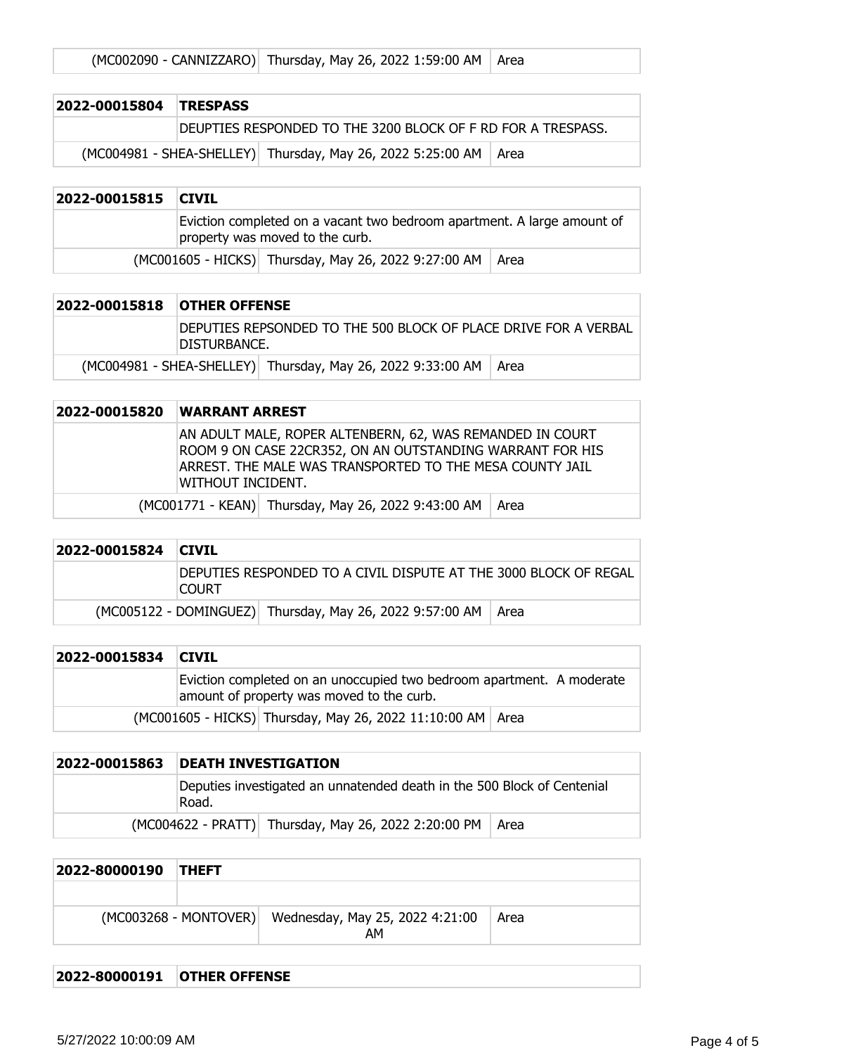| | (MC002090 - CANNIZZARO) | Thursday, May 26, 2022 1:59:00 AM | Area |
|---|---|---|---|

| 2022-00015804 | TRESPASS | | |
|---|---|---|---|
| | DEUPTIES RESPONDED TO THE 3200 BLOCK OF F RD FOR A TRESPASS. | | |
| | (MC004981 - SHEA-SHELLEY) | Thursday, May 26, 2022 5:25:00 AM | Area |

| 2022-00015815 | CIVIL | | |
|---|---|---|---|
| | Eviction completed on a vacant two bedroom apartment. A large amount of property was moved to the curb. | | |
| | (MC001605 - HICKS) | Thursday, May 26, 2022 9:27:00 AM | Area |

| 2022-00015818 | OTHER OFFENSE | | |
|---|---|---|---|
| | DEPUTIES REPSONDED TO THE 500 BLOCK OF PLACE DRIVE FOR A VERBAL DISTURBANCE. | | |
| | (MC004981 - SHEA-SHELLEY) | Thursday, May 26, 2022 9:33:00 AM | Area |

| 2022-00015820 | WARRANT ARREST | | |
|---|---|---|---|
| | AN ADULT MALE, ROPER ALTENBERN, 62, WAS REMANDED IN COURT ROOM 9 ON CASE 22CR352, ON AN OUTSTANDING WARRANT FOR HIS ARREST. THE MALE WAS TRANSPORTED TO THE MESA COUNTY JAIL WITHOUT INCIDENT. | | |
| | (MC001771 - KEAN) | Thursday, May 26, 2022 9:43:00 AM | Area |

| 2022-00015824 | CIVIL | | |
|---|---|---|---|
| | DEPUTIES RESPONDED TO A CIVIL DISPUTE AT THE 3000 BLOCK OF REGAL COURT | | |
| | (MC005122 - DOMINGUEZ) | Thursday, May 26, 2022 9:57:00 AM | Area |

| 2022-00015834 | CIVIL | | |
|---|---|---|---|
| | Eviction completed on an unoccupied two bedroom apartment. A moderate amount of property was moved to the curb. | | |
| | (MC001605 - HICKS) | Thursday, May 26, 2022 11:10:00 AM | Area |

| 2022-00015863 | DEATH INVESTIGATION | | |
|---|---|---|---|
| | Deputies investigated an unatended death in the 500 Block of Centenial Road. | | |
| | (MC004622 - PRATT) | Thursday, May 26, 2022 2:20:00 PM | Area |

| 2022-80000190 | THEFT | | |
|---|---|---|---|
| | | | |
| | (MC003268 - MONTOVER) | Wednesday, May 25, 2022 4:21:00 AM | Area |

| 2022-80000191 | OTHER OFFENSE |
|---|---|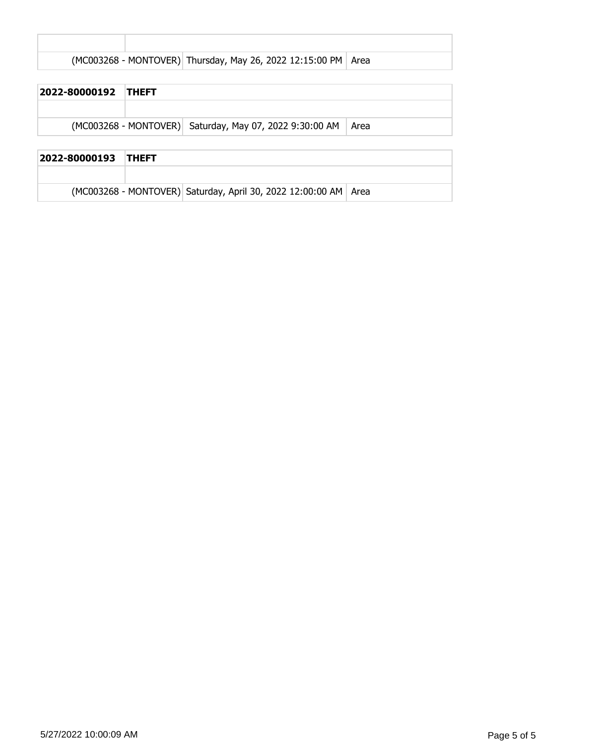| | | | |
|---|---|---|---|
| | | | |
| | (MC003268 - MONTOVER) | Thursday, May 26, 2022 12:15:00 PM | Area |

| **2022-80000192** | **THEFT** | | |
|---|---|---|---|
| | | | |
| | (MC003268 - MONTOVER) | Saturday, May 07, 2022 9:30:00 AM | Area |

| **2022-80000193** | **THEFT** | | |
|---|---|---|---|
| | | | |
| | (MC003268 - MONTOVER) | Saturday, April 30, 2022 12:00:00 AM | Area |

5/27/2022 10:00:09 AM